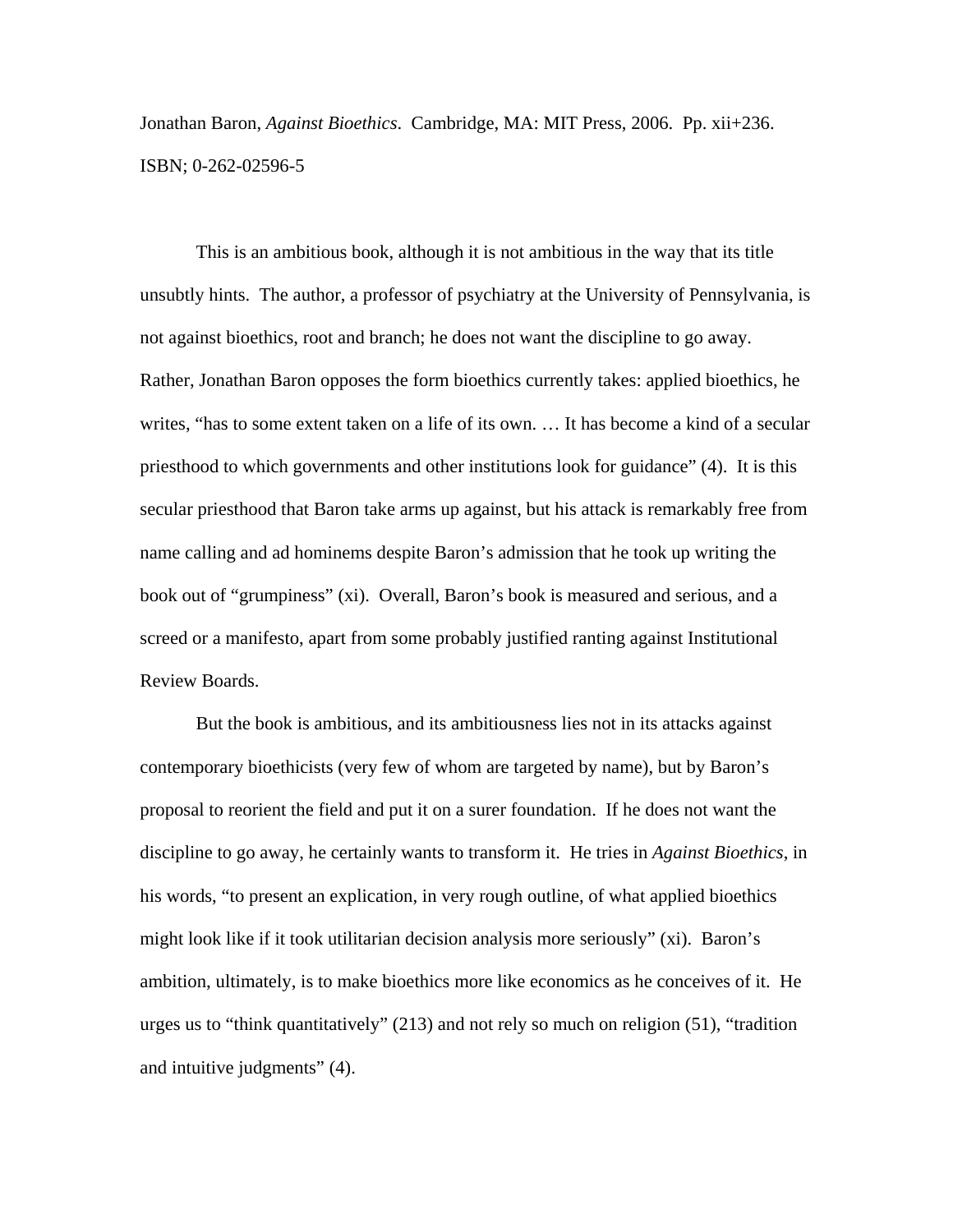Jonathan Baron, *Against Bioethics*. Cambridge, MA: MIT Press, 2006. Pp. xii+236. ISBN; 0-262-02596-5

This is an ambitious book, although it is not ambitious in the way that its title unsubtly hints. The author, a professor of psychiatry at the University of Pennsylvania, is not against bioethics, root and branch; he does not want the discipline to go away. Rather, Jonathan Baron opposes the form bioethics currently takes: applied bioethics, he writes, "has to some extent taken on a life of its own. … It has become a kind of a secular priesthood to which governments and other institutions look for guidance" (4). It is this secular priesthood that Baron take arms up against, but his attack is remarkably free from name calling and ad hominems despite Baron's admission that he took up writing the book out of "grumpiness" (xi). Overall, Baron's book is measured and serious, and a screed or a manifesto, apart from some probably justified ranting against Institutional Review Boards.

But the book is ambitious, and its ambitiousness lies not in its attacks against contemporary bioethicists (very few of whom are targeted by name), but by Baron's proposal to reorient the field and put it on a surer foundation. If he does not want the discipline to go away, he certainly wants to transform it. He tries in *Against Bioethics*, in his words, "to present an explication, in very rough outline, of what applied bioethics might look like if it took utilitarian decision analysis more seriously" (xi). Baron's ambition, ultimately, is to make bioethics more like economics as he conceives of it. He urges us to "think quantitatively" (213) and not rely so much on religion (51), "tradition and intuitive judgments" (4).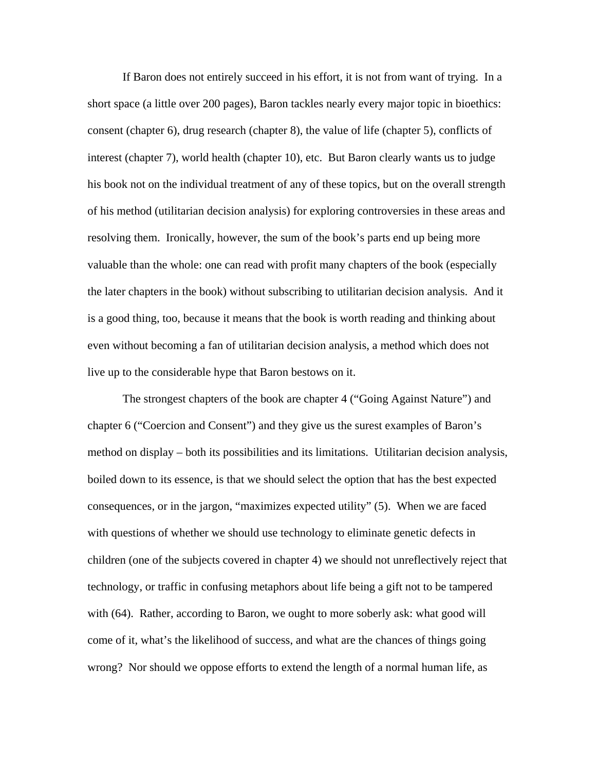If Baron does not entirely succeed in his effort, it is not from want of trying. In a short space (a little over 200 pages), Baron tackles nearly every major topic in bioethics: consent (chapter 6), drug research (chapter 8), the value of life (chapter 5), conflicts of interest (chapter 7), world health (chapter 10), etc. But Baron clearly wants us to judge his book not on the individual treatment of any of these topics, but on the overall strength of his method (utilitarian decision analysis) for exploring controversies in these areas and resolving them. Ironically, however, the sum of the book's parts end up being more valuable than the whole: one can read with profit many chapters of the book (especially the later chapters in the book) without subscribing to utilitarian decision analysis. And it is a good thing, too, because it means that the book is worth reading and thinking about even without becoming a fan of utilitarian decision analysis, a method which does not live up to the considerable hype that Baron bestows on it.

The strongest chapters of the book are chapter 4 ("Going Against Nature") and chapter 6 ("Coercion and Consent") and they give us the surest examples of Baron's method on display – both its possibilities and its limitations. Utilitarian decision analysis, boiled down to its essence, is that we should select the option that has the best expected consequences, or in the jargon, "maximizes expected utility" (5). When we are faced with questions of whether we should use technology to eliminate genetic defects in children (one of the subjects covered in chapter 4) we should not unreflectively reject that technology, or traffic in confusing metaphors about life being a gift not to be tampered with (64). Rather, according to Baron, we ought to more soberly ask: what good will come of it, what's the likelihood of success, and what are the chances of things going wrong? Nor should we oppose efforts to extend the length of a normal human life, as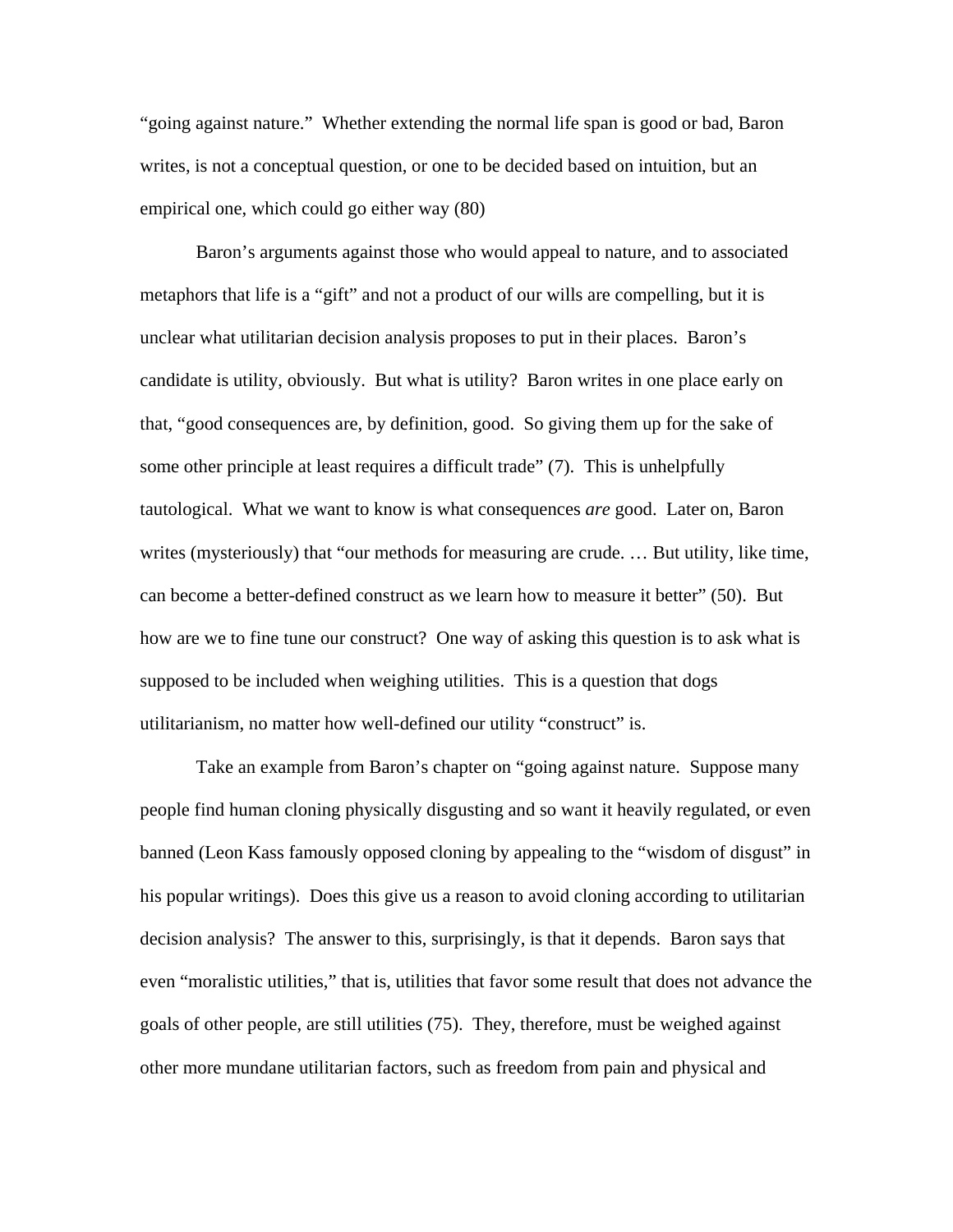"going against nature." Whether extending the normal life span is good or bad, Baron writes, is not a conceptual question, or one to be decided based on intuition, but an empirical one, which could go either way (80)

Baron's arguments against those who would appeal to nature, and to associated metaphors that life is a "gift" and not a product of our wills are compelling, but it is unclear what utilitarian decision analysis proposes to put in their places. Baron's candidate is utility, obviously. But what is utility? Baron writes in one place early on that, "good consequences are, by definition, good. So giving them up for the sake of some other principle at least requires a difficult trade" (7). This is unhelpfully tautological. What we want to know is what consequences *are* good. Later on, Baron writes (mysteriously) that "our methods for measuring are crude. … But utility, like time, can become a better-defined construct as we learn how to measure it better" (50). But how are we to fine tune our construct? One way of asking this question is to ask what is supposed to be included when weighing utilities. This is a question that dogs utilitarianism, no matter how well-defined our utility "construct" is.

Take an example from Baron's chapter on "going against nature. Suppose many people find human cloning physically disgusting and so want it heavily regulated, or even banned (Leon Kass famously opposed cloning by appealing to the "wisdom of disgust" in his popular writings). Does this give us a reason to avoid cloning according to utilitarian decision analysis? The answer to this, surprisingly, is that it depends. Baron says that even "moralistic utilities," that is, utilities that favor some result that does not advance the goals of other people, are still utilities (75). They, therefore, must be weighed against other more mundane utilitarian factors, such as freedom from pain and physical and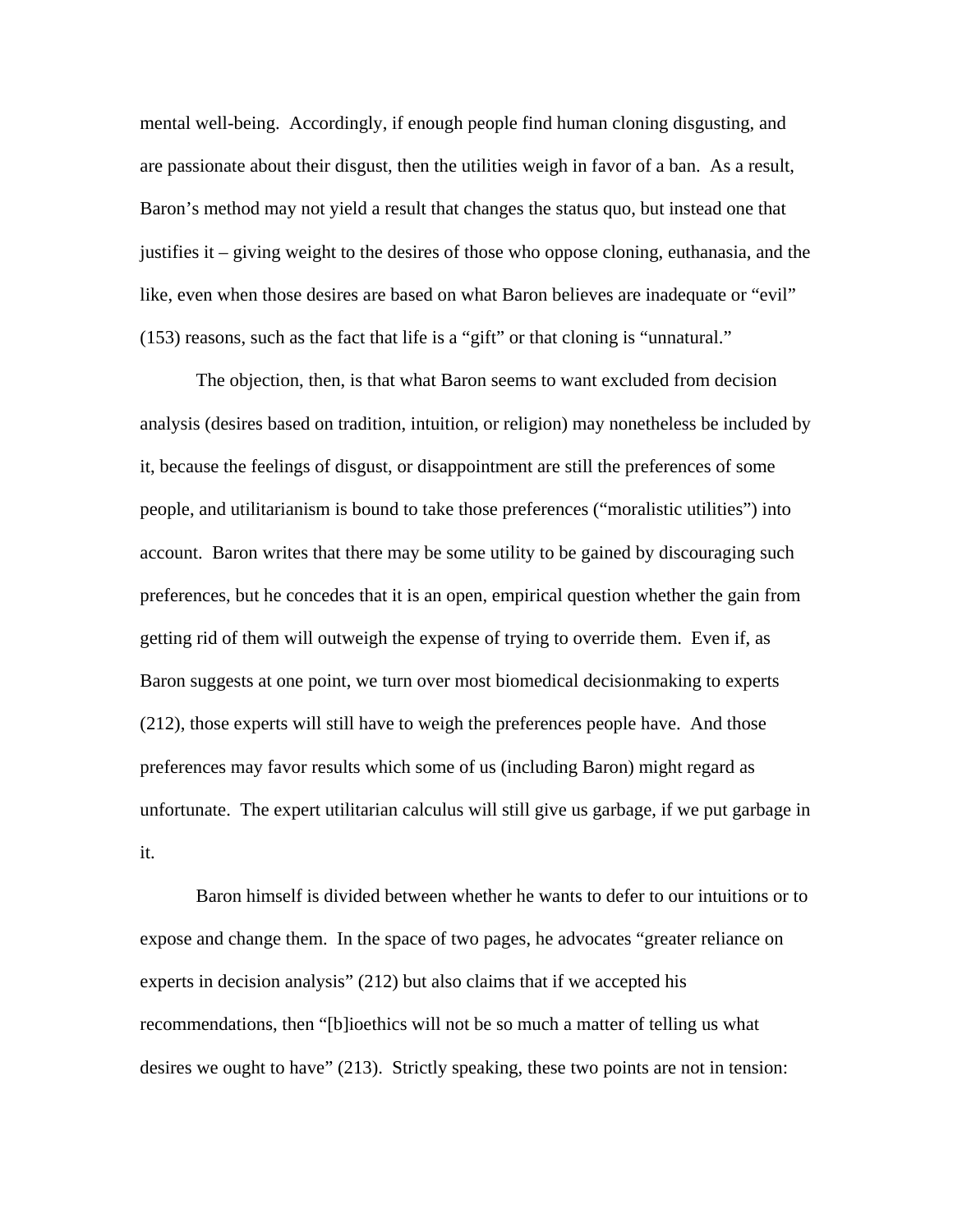mental well-being. Accordingly, if enough people find human cloning disgusting, and are passionate about their disgust, then the utilities weigh in favor of a ban. As a result, Baron's method may not yield a result that changes the status quo, but instead one that justifies it – giving weight to the desires of those who oppose cloning, euthanasia, and the like, even when those desires are based on what Baron believes are inadequate or "evil" (153) reasons, such as the fact that life is a "gift" or that cloning is "unnatural."

The objection, then, is that what Baron seems to want excluded from decision analysis (desires based on tradition, intuition, or religion) may nonetheless be included by it, because the feelings of disgust, or disappointment are still the preferences of some people, and utilitarianism is bound to take those preferences ("moralistic utilities") into account. Baron writes that there may be some utility to be gained by discouraging such preferences, but he concedes that it is an open, empirical question whether the gain from getting rid of them will outweigh the expense of trying to override them. Even if, as Baron suggests at one point, we turn over most biomedical decisionmaking to experts (212), those experts will still have to weigh the preferences people have. And those preferences may favor results which some of us (including Baron) might regard as unfortunate. The expert utilitarian calculus will still give us garbage, if we put garbage in it.

Baron himself is divided between whether he wants to defer to our intuitions or to expose and change them. In the space of two pages, he advocates "greater reliance on experts in decision analysis" (212) but also claims that if we accepted his recommendations, then "[b]ioethics will not be so much a matter of telling us what desires we ought to have" (213). Strictly speaking, these two points are not in tension: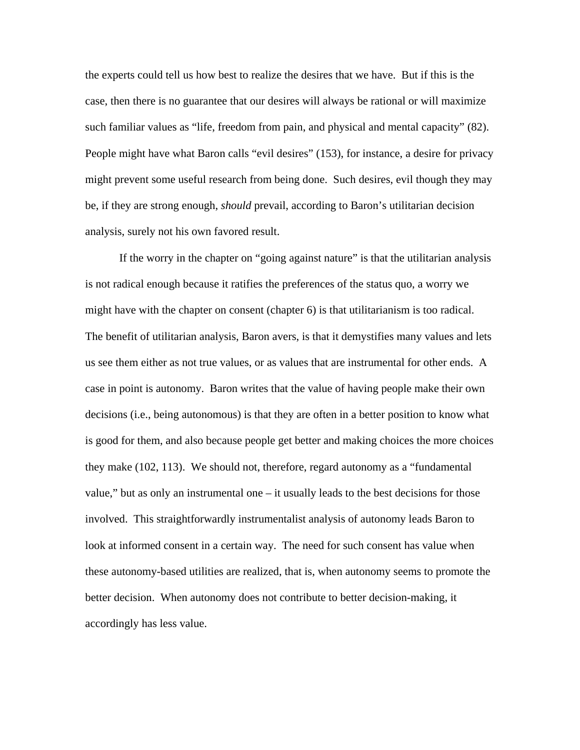the experts could tell us how best to realize the desires that we have. But if this is the case, then there is no guarantee that our desires will always be rational or will maximize such familiar values as "life, freedom from pain, and physical and mental capacity" (82). People might have what Baron calls "evil desires" (153), for instance, a desire for privacy might prevent some useful research from being done. Such desires, evil though they may be, if they are strong enough, *should* prevail, according to Baron's utilitarian decision analysis, surely not his own favored result.

If the worry in the chapter on "going against nature" is that the utilitarian analysis is not radical enough because it ratifies the preferences of the status quo, a worry we might have with the chapter on consent (chapter 6) is that utilitarianism is too radical. The benefit of utilitarian analysis, Baron avers, is that it demystifies many values and lets us see them either as not true values, or as values that are instrumental for other ends. A case in point is autonomy. Baron writes that the value of having people make their own decisions (i.e., being autonomous) is that they are often in a better position to know what is good for them, and also because people get better and making choices the more choices they make (102, 113). We should not, therefore, regard autonomy as a "fundamental value," but as only an instrumental one – it usually leads to the best decisions for those involved. This straightforwardly instrumentalist analysis of autonomy leads Baron to look at informed consent in a certain way. The need for such consent has value when these autonomy-based utilities are realized, that is, when autonomy seems to promote the better decision. When autonomy does not contribute to better decision-making, it accordingly has less value.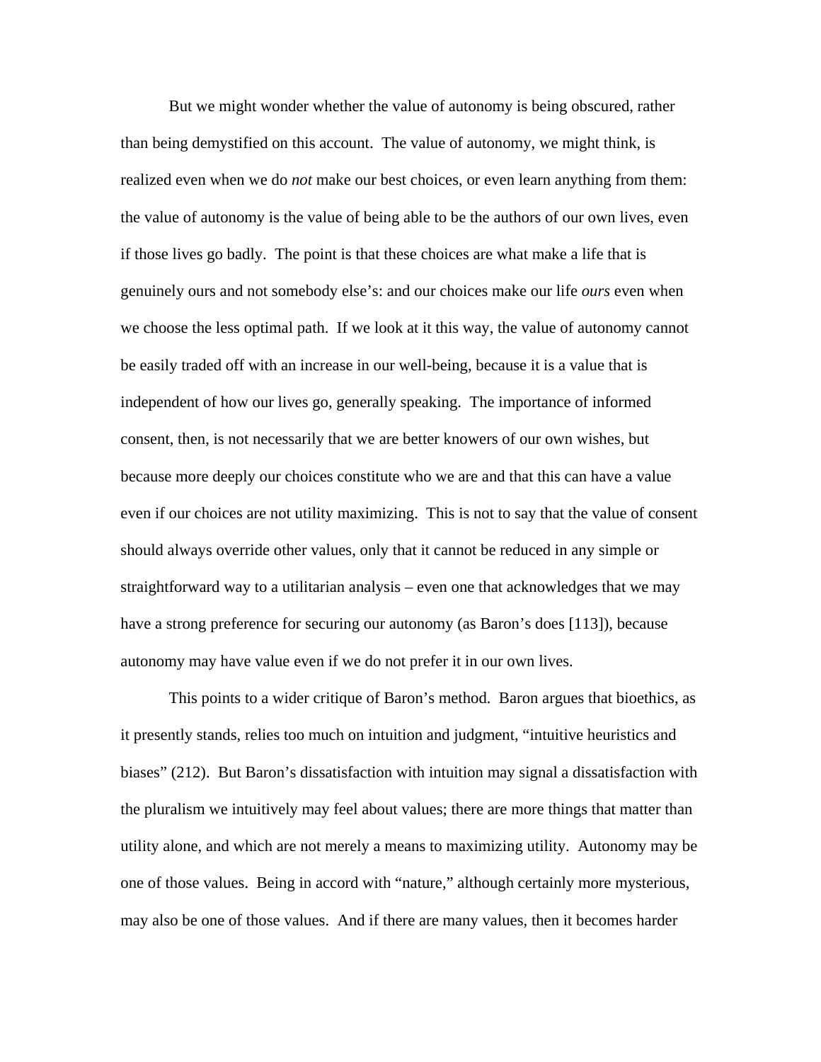But we might wonder whether the value of autonomy is being obscured, rather than being demystified on this account. The value of autonomy, we might think, is realized even when we do *not* make our best choices, or even learn anything from them: the value of autonomy is the value of being able to be the authors of our own lives, even if those lives go badly. The point is that these choices are what make a life that is genuinely ours and not somebody else's: and our choices make our life *ours* even when we choose the less optimal path. If we look at it this way, the value of autonomy cannot be easily traded off with an increase in our well-being, because it is a value that is independent of how our lives go, generally speaking. The importance of informed consent, then, is not necessarily that we are better knowers of our own wishes, but because more deeply our choices constitute who we are and that this can have a value even if our choices are not utility maximizing. This is not to say that the value of consent should always override other values, only that it cannot be reduced in any simple or straightforward way to a utilitarian analysis – even one that acknowledges that we may have a strong preference for securing our autonomy (as Baron's does [113]), because autonomy may have value even if we do not prefer it in our own lives.

This points to a wider critique of Baron's method. Baron argues that bioethics, as it presently stands, relies too much on intuition and judgment, "intuitive heuristics and biases" (212). But Baron's dissatisfaction with intuition may signal a dissatisfaction with the pluralism we intuitively may feel about values; there are more things that matter than utility alone, and which are not merely a means to maximizing utility. Autonomy may be one of those values. Being in accord with "nature," although certainly more mysterious, may also be one of those values. And if there are many values, then it becomes harder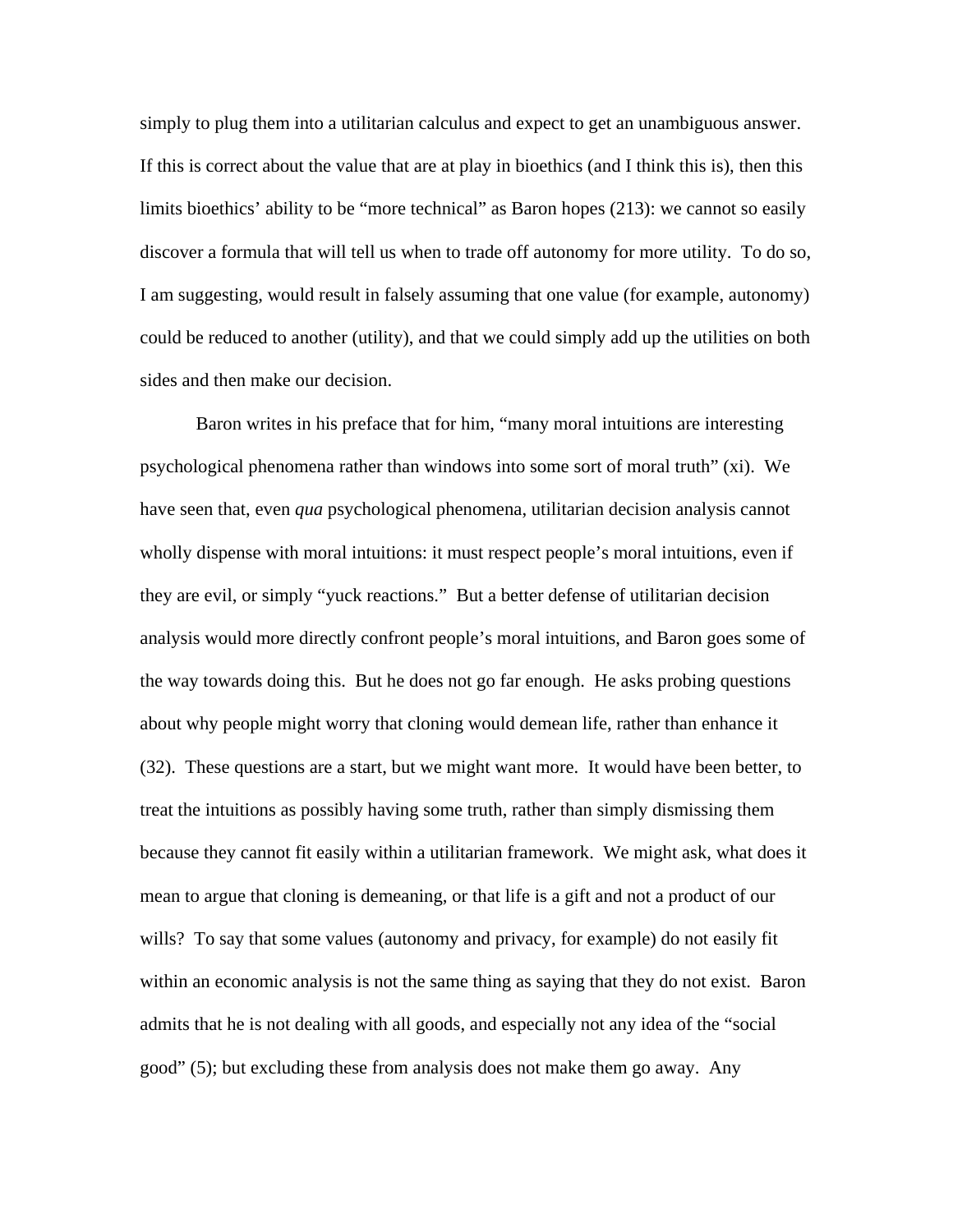simply to plug them into a utilitarian calculus and expect to get an unambiguous answer. If this is correct about the value that are at play in bioethics (and I think this is), then this limits bioethics' ability to be "more technical" as Baron hopes (213): we cannot so easily discover a formula that will tell us when to trade off autonomy for more utility. To do so, I am suggesting, would result in falsely assuming that one value (for example, autonomy) could be reduced to another (utility), and that we could simply add up the utilities on both sides and then make our decision.

Baron writes in his preface that for him, "many moral intuitions are interesting psychological phenomena rather than windows into some sort of moral truth" (xi). We have seen that, even *qua* psychological phenomena, utilitarian decision analysis cannot wholly dispense with moral intuitions: it must respect people's moral intuitions, even if they are evil, or simply "yuck reactions." But a better defense of utilitarian decision analysis would more directly confront people's moral intuitions, and Baron goes some of the way towards doing this. But he does not go far enough. He asks probing questions about why people might worry that cloning would demean life, rather than enhance it (32). These questions are a start, but we might want more. It would have been better, to treat the intuitions as possibly having some truth, rather than simply dismissing them because they cannot fit easily within a utilitarian framework. We might ask, what does it mean to argue that cloning is demeaning, or that life is a gift and not a product of our wills? To say that some values (autonomy and privacy, for example) do not easily fit within an economic analysis is not the same thing as saying that they do not exist. Baron admits that he is not dealing with all goods, and especially not any idea of the "social good" (5); but excluding these from analysis does not make them go away. Any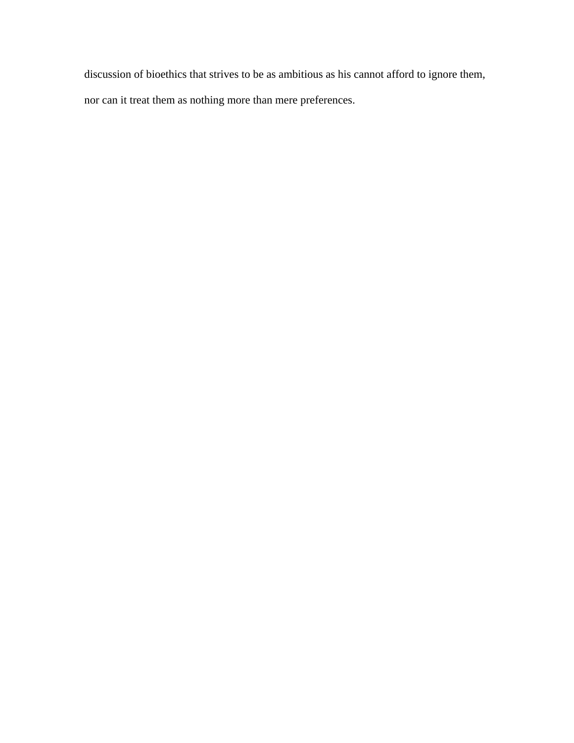discussion of bioethics that strives to be as ambitious as his cannot afford to ignore them, nor can it treat them as nothing more than mere preferences.